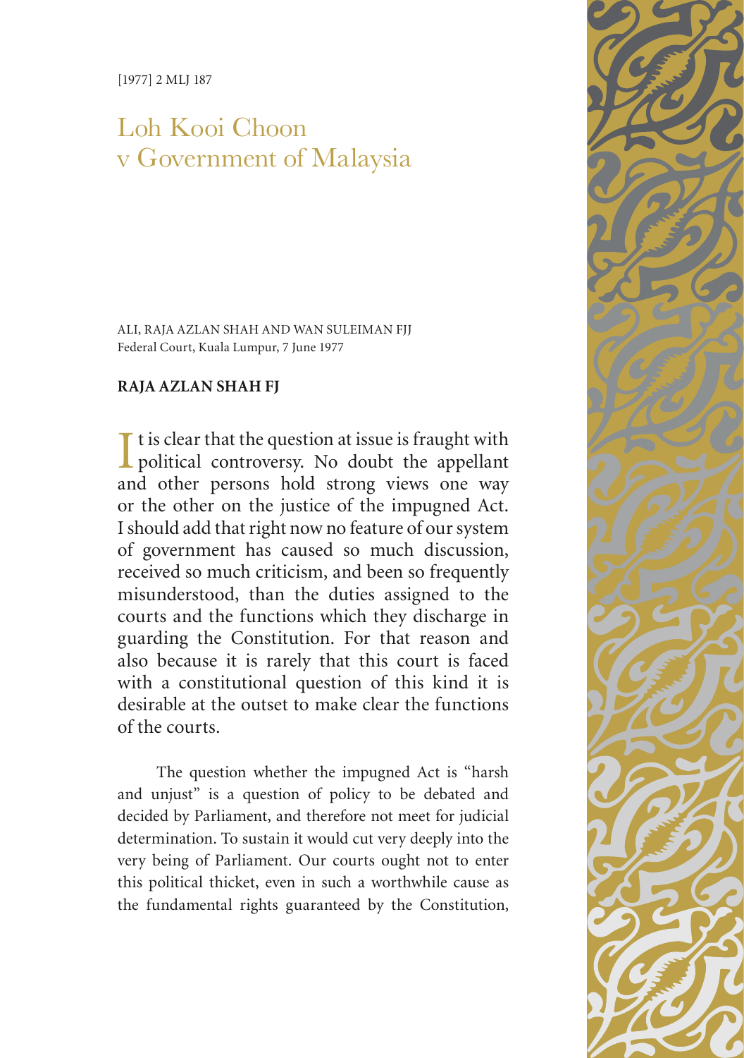[1977] 2 MLJ 187

# Loh Kooi Choon v Government of Malaysia

ALI, RAJA AZLAN SHAH AND WAN SULEIMAN FJJ
Federal Court, Kuala Lumpur, 7 June 1977

**RAJA AZLAN SHAH FJ**

It is clear that the question at issue is fraught with political controversy. No doubt the appellant and other persons hold strong views one way or the other on the justice of the impugned Act. I should add that right now no feature of our system of government has caused so much discussion, received so much criticism, and been so frequently misunderstood, than the duties assigned to the courts and the functions which they discharge in guarding the Constitution. For that reason and also because it is rarely that this court is faced with a constitutional question of this kind it is desirable at the outset to make clear the functions of the courts.

The question whether the impugned Act is "harsh and unjust" is a question of policy to be debated and decided by Parliament, and therefore not meet for judicial determination. To sustain it would cut very deeply into the very being of Parliament. Our courts ought not to enter this political thicket, even in such a worthwhile cause as the fundamental rights guaranteed by the Constitution,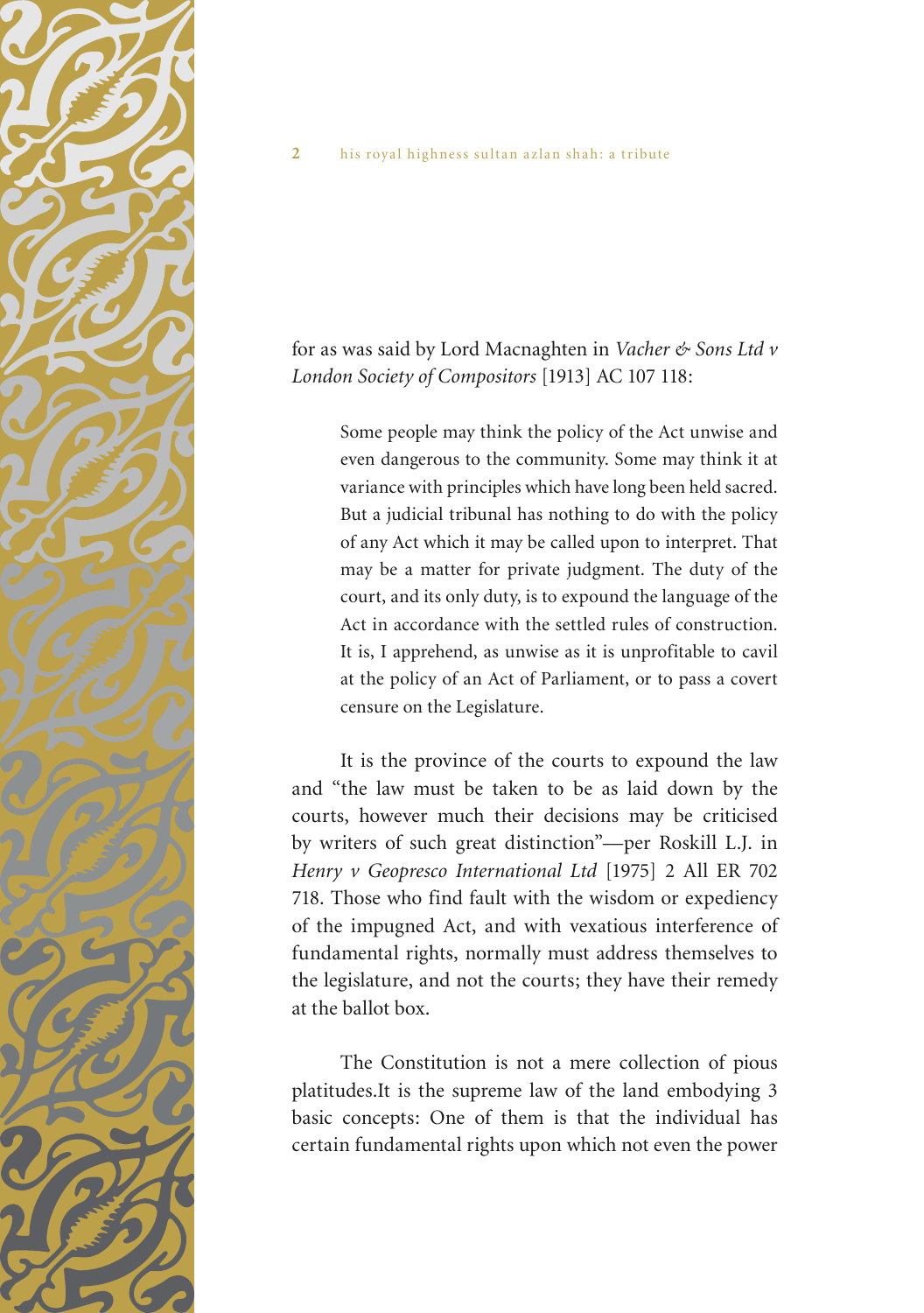for as was said by Lord Macnaghten in *Vacher & Sons Ltd v London Society of Compositors* [1913] AC 107 118:

> Some people may think the policy of the Act unwise and even dangerous to the community. Some may think it at variance with principles which have long been held sacred. But a judicial tribunal has nothing to do with the policy of any Act which it may be called upon to interpret. That may be a matter for private judgment. The duty of the court, and its only duty, is to expound the language of the Act in accordance with the settled rules of construction. It is, I apprehend, as unwise as it is unprofitable to cavil at the policy of an Act of Parliament, or to pass a covert censure on the Legislature.

It is the province of the courts to expound the law and "the law must be taken to be as laid down by the courts, however much their decisions may be criticised by writers of such great distinction"—per Roskill L.J. in *Henry v Geopresco International Ltd* [1975] 2 All ER 702 718. Those who find fault with the wisdom or expediency of the impugned Act, and with vexatious interference of fundamental rights, normally must address themselves to the legislature, and not the courts; they have their remedy at the ballot box.

The Constitution is not a mere collection of pious platitudes.It is the supreme law of the land embodying 3 basic concepts: One of them is that the individual has certain fundamental rights upon which not even the power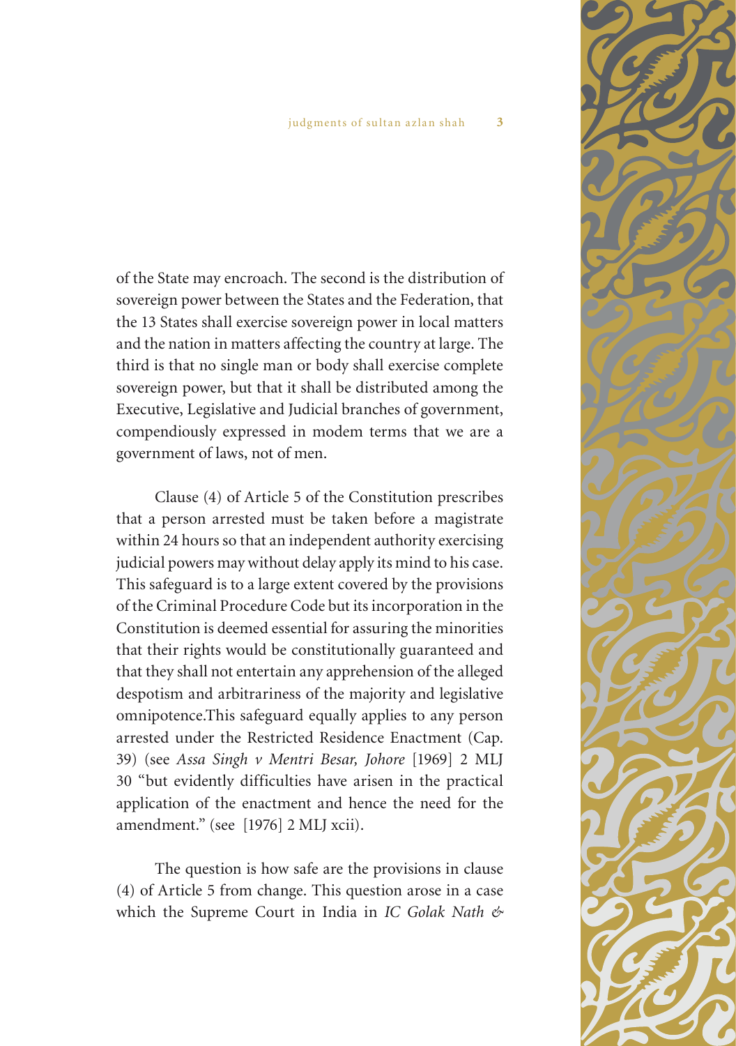of the State may encroach. The second is the distribution of sovereign power between the States and the Federation, that the 13 States shall exercise sovereign power in local matters and the nation in matters affecting the country at large. The third is that no single man or body shall exercise complete sovereign power, but that it shall be distributed among the Executive, Legislative and Judicial branches of government, compendiously expressed in modem terms that we are a government of laws, not of men.

Clause (4) of Article 5 of the Constitution prescribes that a person arrested must be taken before a magistrate within 24 hours so that an independent authority exercising judicial powers may without delay apply its mind to his case. This safeguard is to a large extent covered by the provisions of the Criminal Procedure Code but its incorporation in the Constitution is deemed essential for assuring the minorities that their rights would be constitutionally guaranteed and that they shall not entertain any apprehension of the alleged despotism and arbitrariness of the majority and legislative omnipotence.This safeguard equally applies to any person arrested under the Restricted Residence Enactment (Cap. 39) (see *Assa Singh v Mentri Besar, Johore* [1969] 2 MLJ 30 "but evidently difficulties have arisen in the practical application of the enactment and hence the need for the amendment." (see [1976] 2 MLJ xcii).

The question is how safe are the provisions in clause (4) of Article 5 from change. This question arose in a case which the Supreme Court in India in *IC Golak Nath &*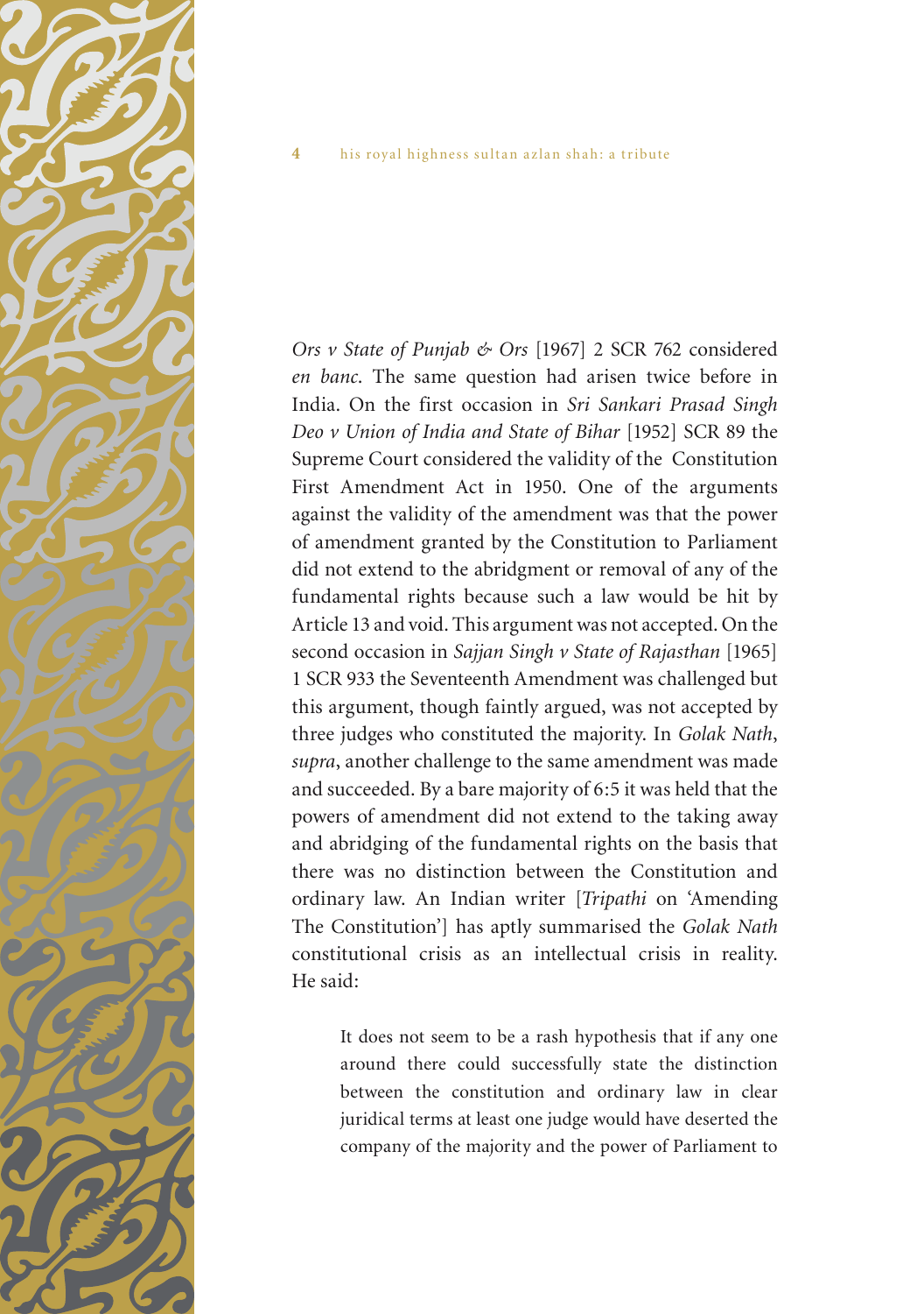*Ors v State of Punjab & Ors* [1967] 2 SCR 762 considered *en banc*. The same question had arisen twice before in India. On the first occasion in *Sri Sankari Prasad Singh Deo v Union of India and State of Bihar* [1952] SCR 89 the Supreme Court considered the validity of the Constitution First Amendment Act in 1950. One of the arguments against the validity of the amendment was that the power of amendment granted by the Constitution to Parliament did not extend to the abridgment or removal of any of the fundamental rights because such a law would be hit by Article 13 and void. This argument was not accepted. On the second occasion in *Sajjan Singh v State of Rajasthan* [1965] 1 SCR 933 the Seventeenth Amendment was challenged but this argument, though faintly argued, was not accepted by three judges who constituted the majority. In *Golak Nath*, *supra*, another challenge to the same amendment was made and succeeded. By a bare majority of 6:5 it was held that the powers of amendment did not extend to the taking away and abridging of the fundamental rights on the basis that there was no distinction between the Constitution and ordinary law. An Indian writer [*Tripathi* on 'Amending The Constitution'] has aptly summarised the *Golak Nath* constitutional crisis as an intellectual crisis in reality. He said:

> It does not seem to be a rash hypothesis that if any one around there could successfully state the distinction between the constitution and ordinary law in clear juridical terms at least one judge would have deserted the company of the majority and the power of Parliament to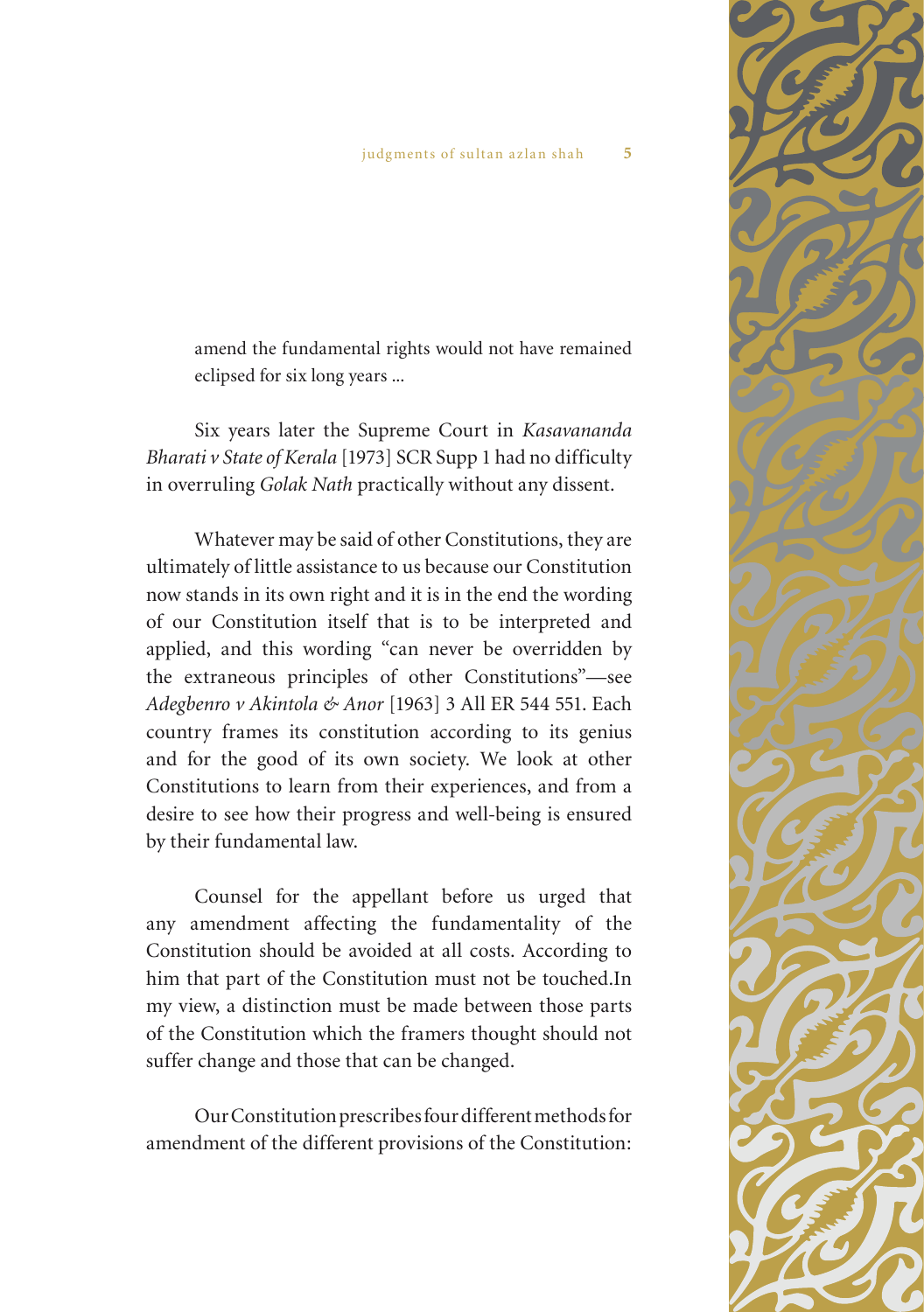amend the fundamental rights would not have remained eclipsed for six long years ...

Six years later the Supreme Court in *Kasavananda Bharati v State of Kerala* [1973] SCR Supp 1 had no difficulty in overruling *Golak Nath* practically without any dissent.

Whatever may be said of other Constitutions, they are ultimately of little assistance to us because our Constitution now stands in its own right and it is in the end the wording of our Constitution itself that is to be interpreted and applied, and this wording "can never be overridden by the extraneous principles of other Constitutions"—see *Adegbenro v Akintola & Anor* [1963] 3 All ER 544 551. Each country frames its constitution according to its genius and for the good of its own society. We look at other Constitutions to learn from their experiences, and from a desire to see how their progress and well-being is ensured by their fundamental law.

Counsel for the appellant before us urged that any amendment affecting the fundamentality of the Constitution should be avoided at all costs. According to him that part of the Constitution must not be touched.In my view, a distinction must be made between those parts of the Constitution which the framers thought should not suffer change and those that can be changed.

Our Constitution prescribes four different methods for amendment of the different provisions of the Constitution: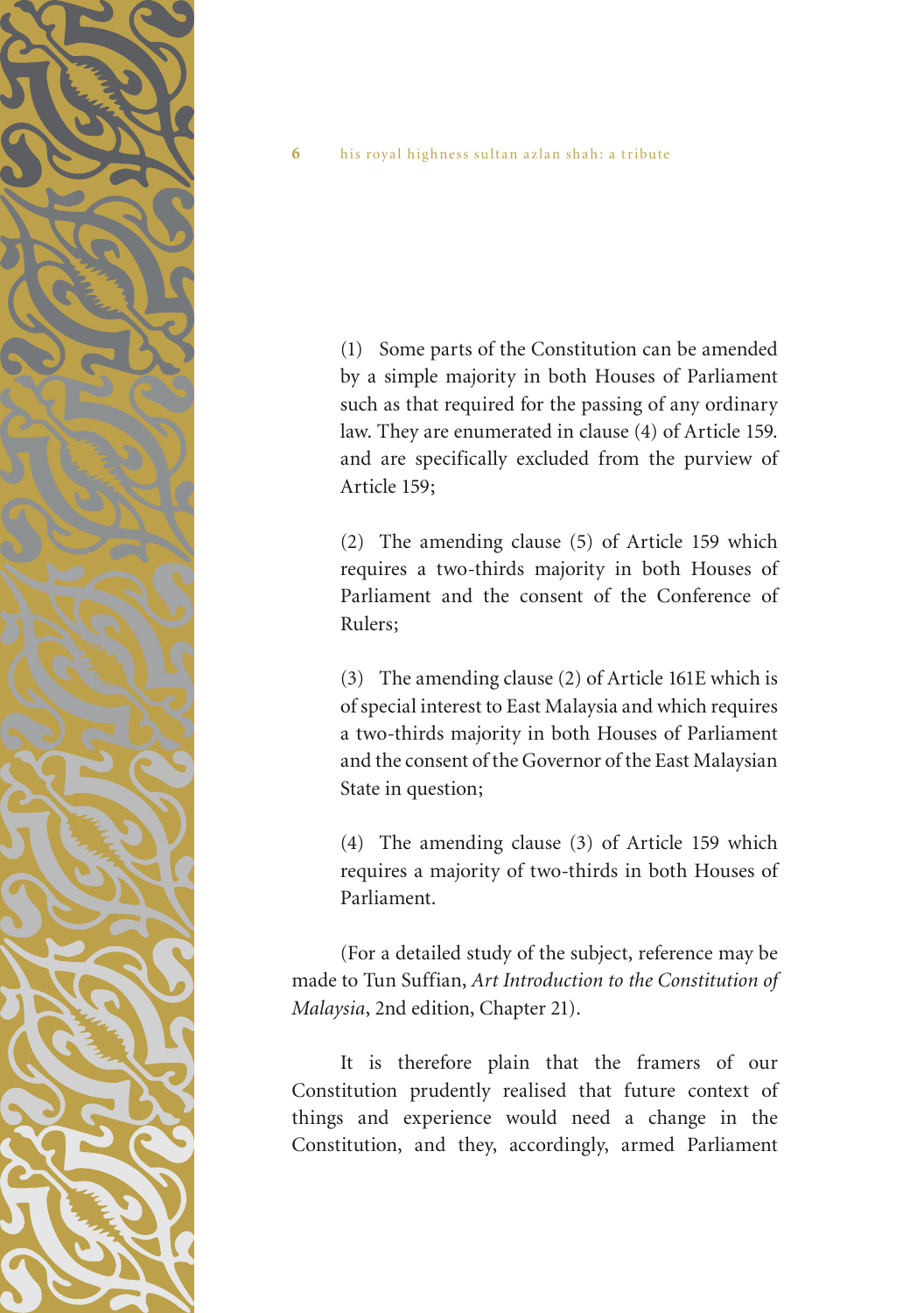(1) Some parts of the Constitution can be amended by a simple majority in both Houses of Parliament such as that required for the passing of any ordinary law. They are enumerated in clause (4) of Article 159. and are specifically excluded from the purview of Article 159;

(2) The amending clause (5) of Article 159 which requires a two-thirds majority in both Houses of Parliament and the consent of the Conference of Rulers;

(3) The amending clause (2) of Article 161E which is of special interest to East Malaysia and which requires a two-thirds majority in both Houses of Parliament and the consent of the Governor of the East Malaysian State in question;

(4) The amending clause (3) of Article 159 which requires a majority of two-thirds in both Houses of Parliament.

(For a detailed study of the subject, reference may be made to Tun Suffian, *Art Introduction to the Constitution of Malaysia*, 2nd edition, Chapter 21).

It is therefore plain that the framers of our Constitution prudently realised that future context of things and experience would need a change in the Constitution, and they, accordingly, armed Parliament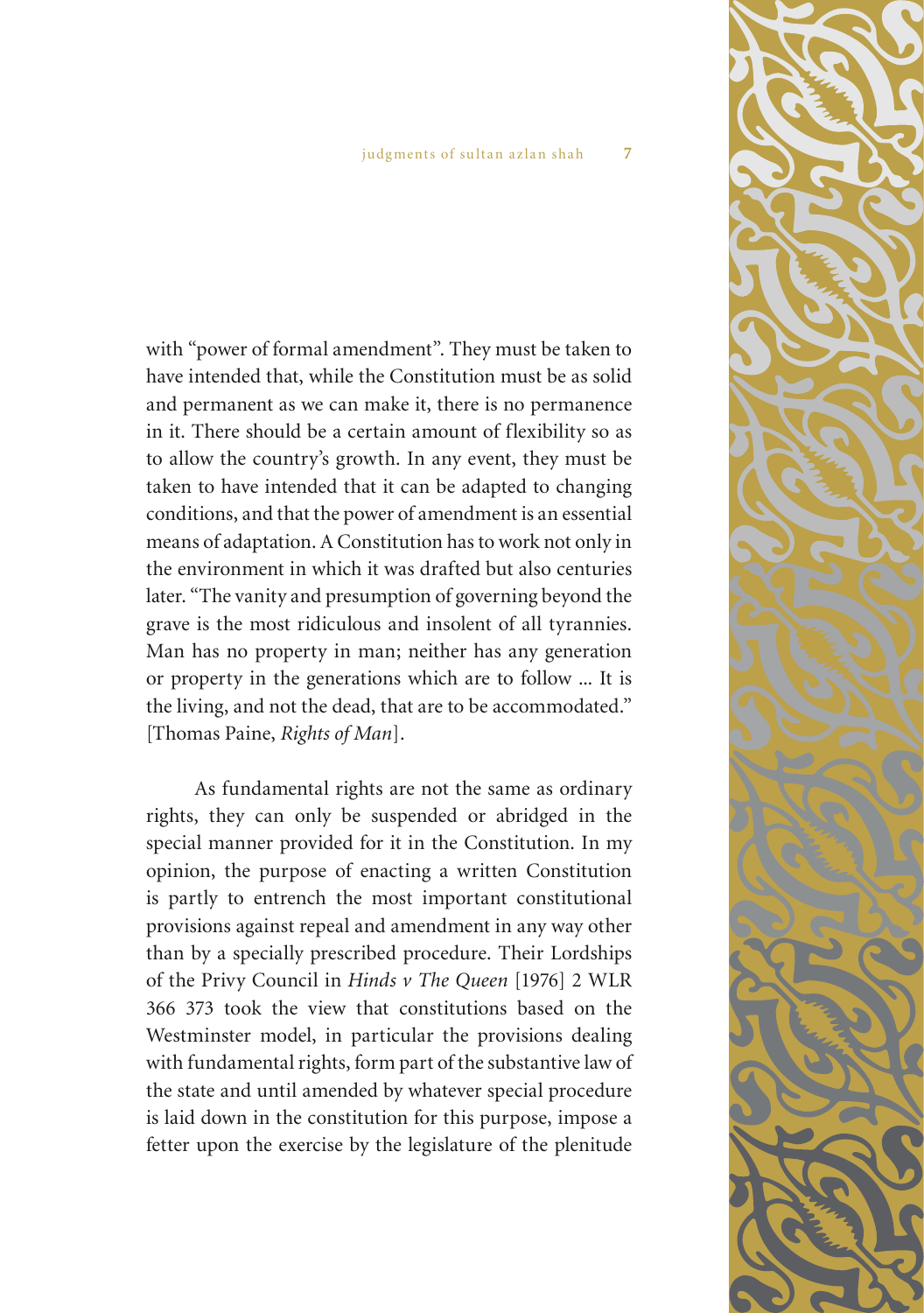with "power of formal amendment". They must be taken to have intended that, while the Constitution must be as solid and permanent as we can make it, there is no permanence in it. There should be a certain amount of flexibility so as to allow the country's growth. In any event, they must be taken to have intended that it can be adapted to changing conditions, and that the power of amendment is an essential means of adaptation. A Constitution has to work not only in the environment in which it was drafted but also centuries later. "The vanity and presumption of governing beyond the grave is the most ridiculous and insolent of all tyrannies. Man has no property in man; neither has any generation or property in the generations which are to follow ... It is the living, and not the dead, that are to be accommodated." [Thomas Paine, *Rights of Man*].

As fundamental rights are not the same as ordinary rights, they can only be suspended or abridged in the special manner provided for it in the Constitution. In my opinion, the purpose of enacting a written Constitution is partly to entrench the most important constitutional provisions against repeal and amendment in any way other than by a specially prescribed procedure. Their Lordships of the Privy Council in *Hinds v The Queen* [1976] 2 WLR 366 373 took the view that constitutions based on the Westminster model, in particular the provisions dealing with fundamental rights, form part of the substantive law of the state and until amended by whatever special procedure is laid down in the constitution for this purpose, impose a fetter upon the exercise by the legislature of the plenitude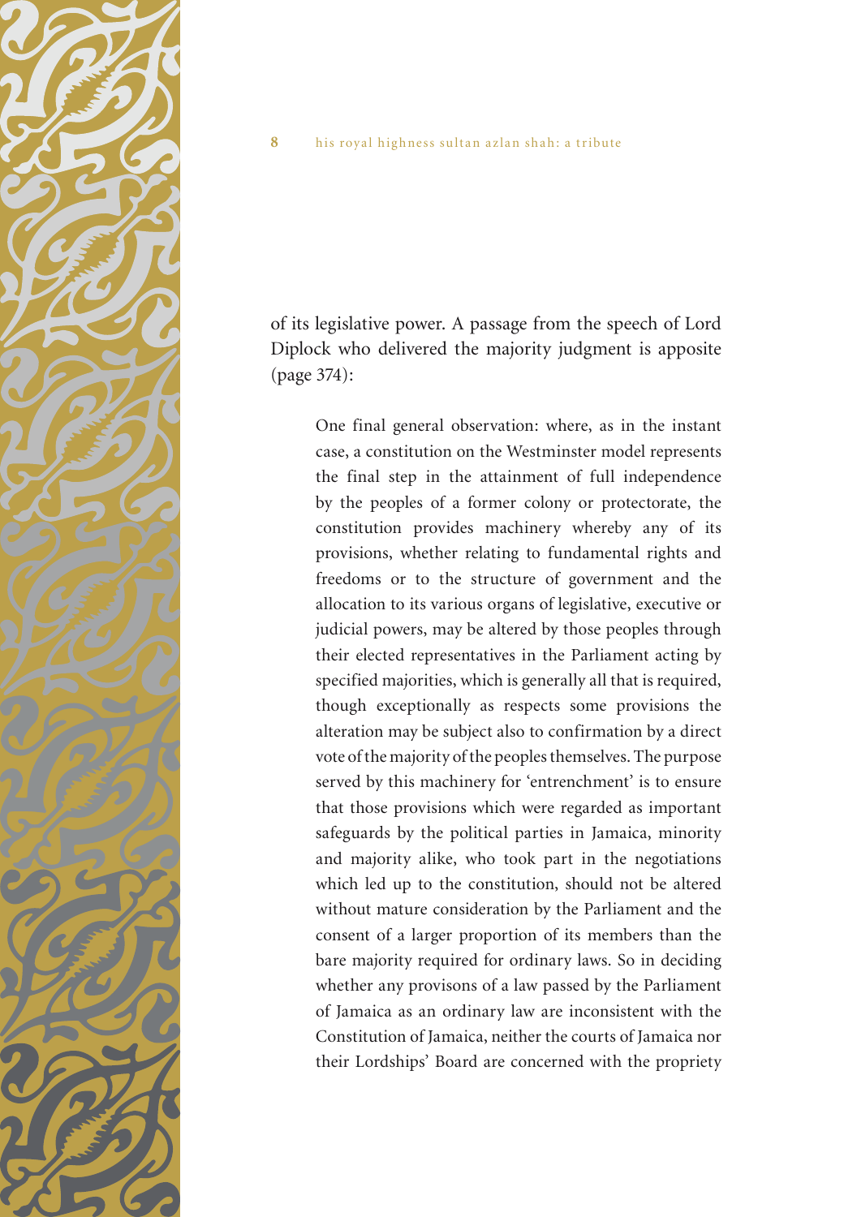of its legislative power. A passage from the speech of Lord Diplock who delivered the majority judgment is apposite (page 374):

> One final general observation: where, as in the instant case, a constitution on the Westminster model represents the final step in the attainment of full independence by the peoples of a former colony or protectorate, the constitution provides machinery whereby any of its provisions, whether relating to fundamental rights and freedoms or to the structure of government and the allocation to its various organs of legislative, executive or judicial powers, may be altered by those peoples through their elected representatives in the Parliament acting by specified majorities, which is generally all that is required, though exceptionally as respects some provisions the alteration may be subject also to confirmation by a direct vote of the majority of the peoples themselves. The purpose served by this machinery for 'entrenchment' is to ensure that those provisions which were regarded as important safeguards by the political parties in Jamaica, minority and majority alike, who took part in the negotiations which led up to the constitution, should not be altered without mature consideration by the Parliament and the consent of a larger proportion of its members than the bare majority required for ordinary laws. So in deciding whether any provisons of a law passed by the Parliament of Jamaica as an ordinary law are inconsistent with the Constitution of Jamaica, neither the courts of Jamaica nor their Lordships' Board are concerned with the propriety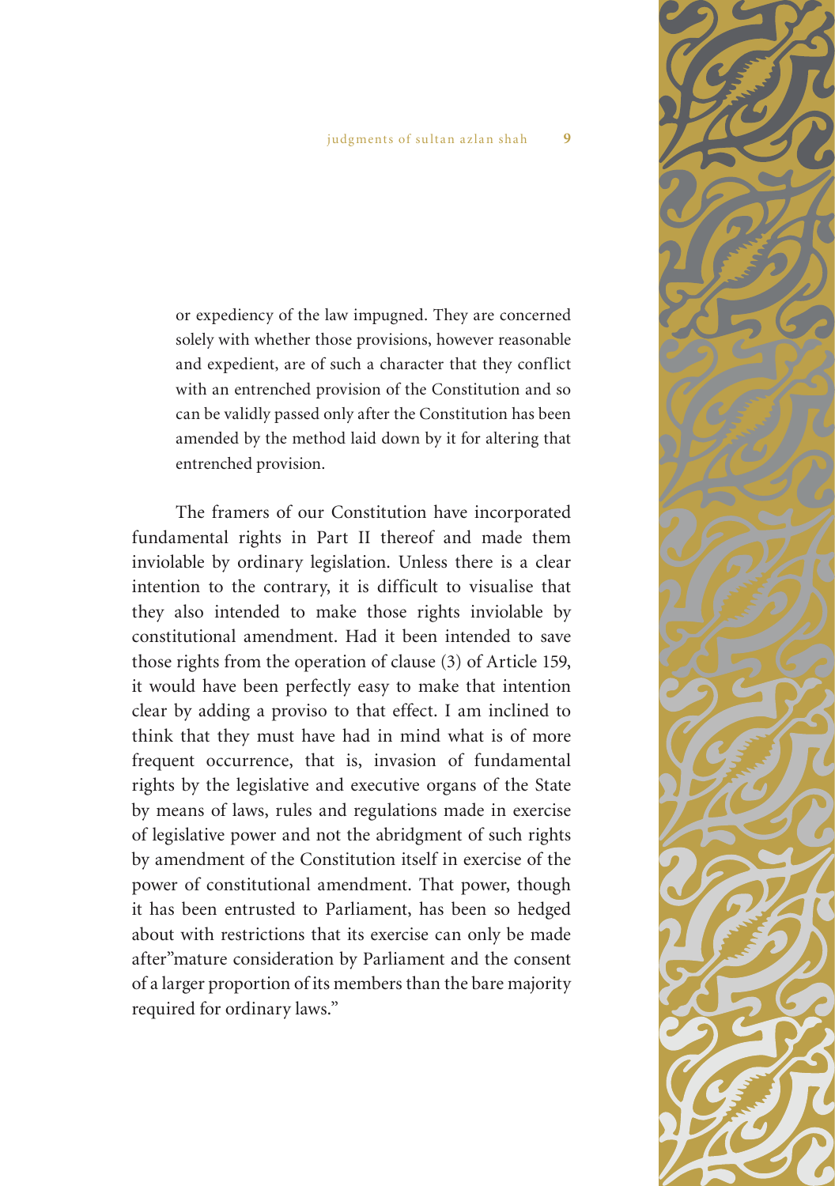> or expediency of the law impugned. They are concerned solely with whether those provisions, however reasonable and expedient, are of such a character that they conflict with an entrenched provision of the Constitution and so can be validly passed only after the Constitution has been amended by the method laid down by it for altering that entrenched provision.

The framers of our Constitution have incorporated fundamental rights in Part II thereof and made them inviolable by ordinary legislation. Unless there is a clear intention to the contrary, it is difficult to visualise that they also intended to make those rights inviolable by constitutional amendment. Had it been intended to save those rights from the operation of clause (3) of Article 159, it would have been perfectly easy to make that intention clear by adding a proviso to that effect. I am inclined to think that they must have had in mind what is of more frequent occurrence, that is, invasion of fundamental rights by the legislative and executive organs of the State by means of laws, rules and regulations made in exercise of legislative power and not the abridgment of such rights by amendment of the Constitution itself in exercise of the power of constitutional amendment. That power, though it has been entrusted to Parliament, has been so hedged about with restrictions that its exercise can only be made after"mature consideration by Parliament and the consent of a larger proportion of its members than the bare majority required for ordinary laws."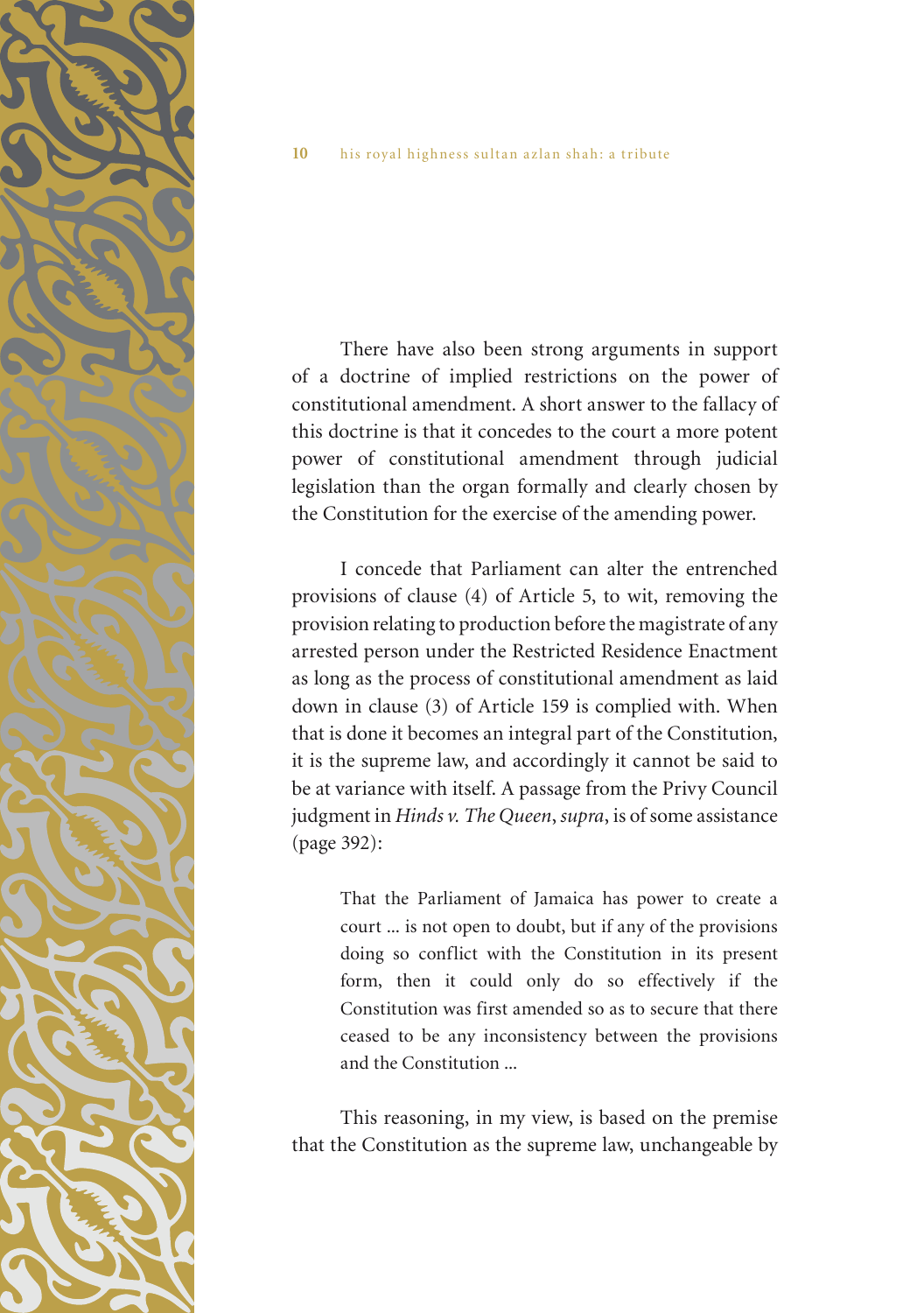There have also been strong arguments in support of a doctrine of implied restrictions on the power of constitutional amendment. A short answer to the fallacy of this doctrine is that it concedes to the court a more potent power of constitutional amendment through judicial legislation than the organ formally and clearly chosen by the Constitution for the exercise of the amending power.

I concede that Parliament can alter the entrenched provisions of clause (4) of Article 5, to wit, removing the provision relating to production before the magistrate of any arrested person under the Restricted Residence Enactment as long as the process of constitutional amendment as laid down in clause (3) of Article 159 is complied with. When that is done it becomes an integral part of the Constitution, it is the supreme law, and accordingly it cannot be said to be at variance with itself. A passage from the Privy Council judgment in *Hinds v. The Queen*, *supra*, is of some assistance (page 392):

> That the Parliament of Jamaica has power to create a court ... is not open to doubt, but if any of the provisions doing so conflict with the Constitution in its present form, then it could only do so effectively if the Constitution was first amended so as to secure that there ceased to be any inconsistency between the provisions and the Constitution ...

This reasoning, in my view, is based on the premise that the Constitution as the supreme law, unchangeable by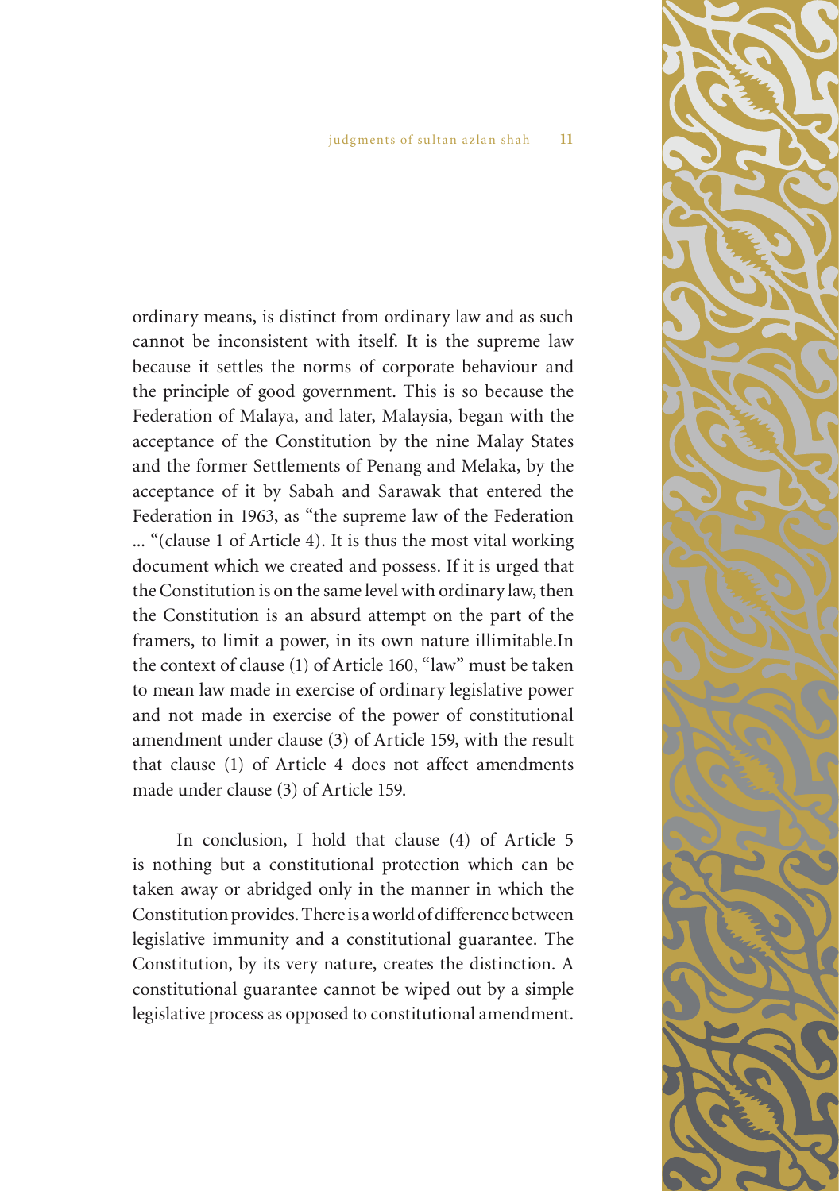ordinary means, is distinct from ordinary law and as such cannot be inconsistent with itself. It is the supreme law because it settles the norms of corporate behaviour and the principle of good government. This is so because the Federation of Malaya, and later, Malaysia, began with the acceptance of the Constitution by the nine Malay States and the former Settlements of Penang and Melaka, by the acceptance of it by Sabah and Sarawak that entered the Federation in 1963, as "the supreme law of the Federation ... "(clause 1 of Article 4). It is thus the most vital working document which we created and possess. If it is urged that the Constitution is on the same level with ordinary law, then the Constitution is an absurd attempt on the part of the framers, to limit a power, in its own nature illimitable.In the context of clause (1) of Article 160, "law" must be taken to mean law made in exercise of ordinary legislative power and not made in exercise of the power of constitutional amendment under clause (3) of Article 159, with the result that clause (1) of Article 4 does not affect amendments made under clause (3) of Article 159.

In conclusion, I hold that clause (4) of Article 5 is nothing but a constitutional protection which can be taken away or abridged only in the manner in which the Constitution provides. There is a world of difference between legislative immunity and a constitutional guarantee. The Constitution, by its very nature, creates the distinction. A constitutional guarantee cannot be wiped out by a simple legislative process as opposed to constitutional amendment.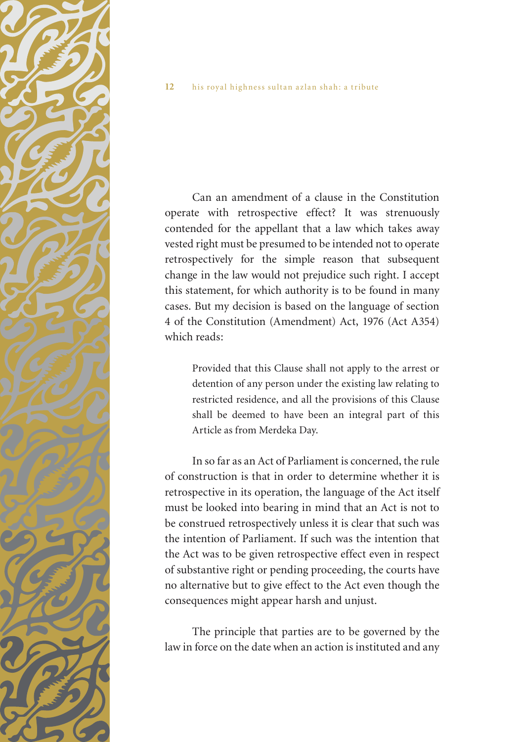Can an amendment of a clause in the Constitution operate with retrospective effect? It was strenuously contended for the appellant that a law which takes away vested right must be presumed to be intended not to operate retrospectively for the simple reason that subsequent change in the law would not prejudice such right. I accept this statement, for which authority is to be found in many cases. But my decision is based on the language of section 4 of the Constitution (Amendment) Act, 1976 (Act A354) which reads:

> Provided that this Clause shall not apply to the arrest or detention of any person under the existing law relating to restricted residence, and all the provisions of this Clause shall be deemed to have been an integral part of this Article as from Merdeka Day.

In so far as an Act of Parliament is concerned, the rule of construction is that in order to determine whether it is retrospective in its operation, the language of the Act itself must be looked into bearing in mind that an Act is not to be construed retrospectively unless it is clear that such was the intention of Parliament. If such was the intention that the Act was to be given retrospective effect even in respect of substantive right or pending proceeding, the courts have no alternative but to give effect to the Act even though the consequences might appear harsh and unjust.

The principle that parties are to be governed by the law in force on the date when an action is instituted and any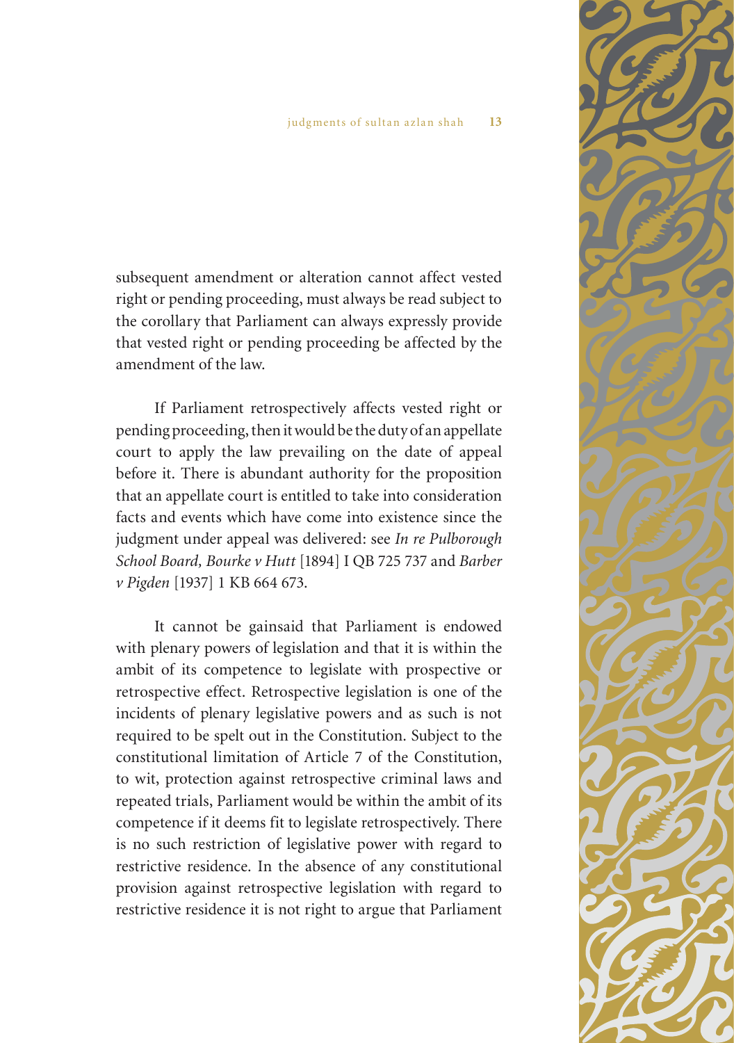subsequent amendment or alteration cannot affect vested right or pending proceeding, must always be read subject to the corollary that Parliament can always expressly provide that vested right or pending proceeding be affected by the amendment of the law.

If Parliament retrospectively affects vested right or pending proceeding, then it would be the duty of an appellate court to apply the law prevailing on the date of appeal before it. There is abundant authority for the proposition that an appellate court is entitled to take into consideration facts and events which have come into existence since the judgment under appeal was delivered: see *In re Pulborough School Board, Bourke v Hutt* [1894] I QB 725 737 and *Barber v Pigden* [1937] 1 KB 664 673.

It cannot be gainsaid that Parliament is endowed with plenary powers of legislation and that it is within the ambit of its competence to legislate with prospective or retrospective effect. Retrospective legislation is one of the incidents of plenary legislative powers and as such is not required to be spelt out in the Constitution. Subject to the constitutional limitation of Article 7 of the Constitution, to wit, protection against retrospective criminal laws and repeated trials, Parliament would be within the ambit of its competence if it deems fit to legislate retrospectively. There is no such restriction of legislative power with regard to restrictive residence. In the absence of any constitutional provision against retrospective legislation with regard to restrictive residence it is not right to argue that Parliament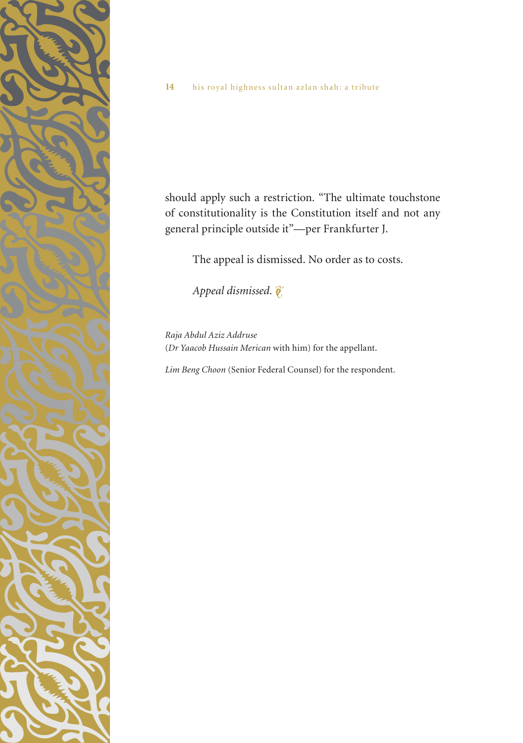should apply such a restriction. "The ultimate touchstone of constitutionality is the Constitution itself and not any general principle outside it"—per Frankfurter J.

The appeal is dismissed. No order as to costs.

*Appeal dismissed.*

*Raja Abdul Aziz Addruse* (*Dr Yaacob Hussain Merican* with him) for the appellant.

*Lim Beng Choon* (Senior Federal Counsel) for the respondent.